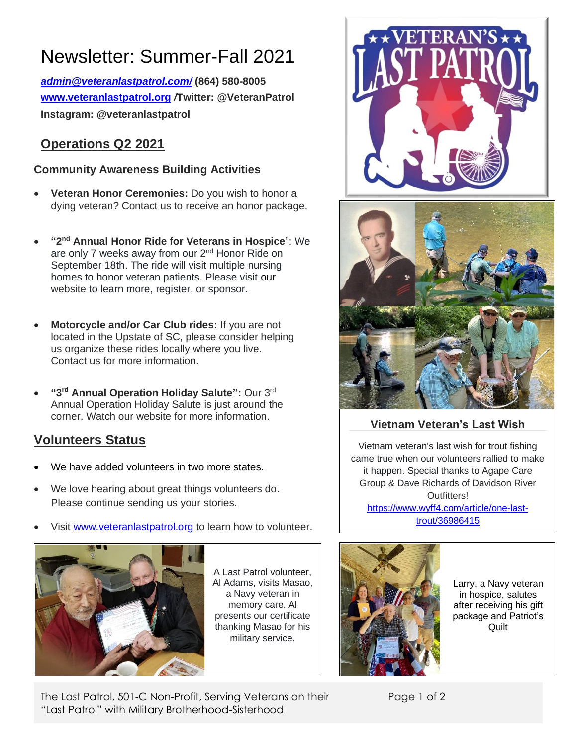# Newsletter: Summer-Fall 2021

***admin@veteranlastpatrol.com/*** **(864) 580-8005**
**www.veteranlastpatrol.org /Twitter: @VeteranPatrol**
**Instagram: @veteranlastpatrol**

## Operations Q2 2021

### Community Awareness Building Activities

- **Veteran Honor Ceremonies:** Do you wish to honor a dying veteran? Contact us to receive an honor package.
- **"2nd Annual Honor Ride for Veterans in Hospice"**: We are only 7 weeks away from our 2nd Honor Ride on September 18th. The ride will visit multiple nursing homes to honor veteran patients. Please visit our website to learn more, register, or sponsor.
- **Motorcycle and/or Car Club rides:** If you are not located in the Upstate of SC, please consider helping us organize these rides locally where you live. Contact us for more information.
- **"3rd Annual Operation Holiday Salute":** Our 3rd Annual Operation Holiday Salute is just around the corner. Watch our website for more information.

## Volunteers Status

- We have added volunteers in two more states.
- We love hearing about great things volunteers do. Please continue sending us your stories.
- Visit www.veteranlastpatrol.org to learn how to volunteer.

A Last Patrol volunteer, Al Adams, visits Masao, a Navy veteran in memory care. Al presents our certificate thanking Masao for his military service.

### Vietnam Veteran's Last Wish

Vietnam veteran's last wish for trout fishing came true when our volunteers rallied to make it happen. Special thanks to Agape Care Group & Dave Richards of Davidson River Outfitters!
https://www.wyff4.com/article/one-last-trout/36986415

Larry, a Navy veteran in hospice, salutes after receiving his gift package and Patriot's Quilt

The Last Patrol, 501-C Non-Profit, Serving Veterans on their "Last Patrol" with Military Brotherhood-Sisterhood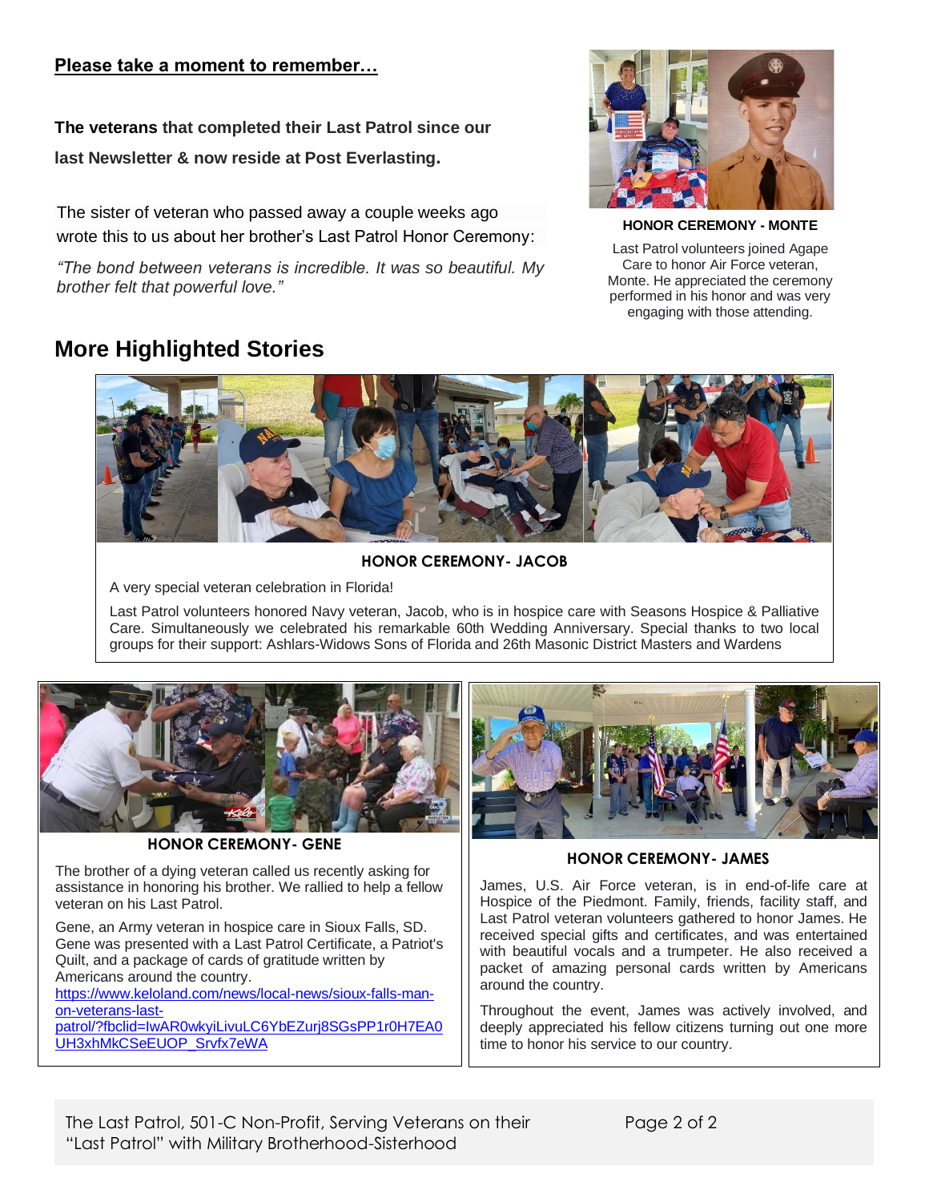**Please take a moment to remember…**

**The veterans that completed their Last Patrol since our last Newsletter & now reside at Post Everlasting.**

The sister of veteran who passed away a couple weeks ago wrote this to us about her brother's Last Patrol Honor Ceremony:

*"The bond between veterans is incredible. It was so beautiful. My brother felt that powerful love."*

**HONOR CEREMONY - MONTE**

Last Patrol volunteers joined Agape Care to honor Air Force veteran, Monte. He appreciated the ceremony performed in his honor and was very engaging with those attending.

## More Highlighted Stories

**HONOR CEREMONY- JACOB**

A very special veteran celebration in Florida!

Last Patrol volunteers honored Navy veteran, Jacob, who is in hospice care with Seasons Hospice & Palliative Care. Simultaneously we celebrated his remarkable 60th Wedding Anniversary. Special thanks to two local groups for their support: Ashlars-Widows Sons of Florida and 26th Masonic District Masters and Wardens

**HONOR CEREMONY- GENE**

The brother of a dying veteran called us recently asking for assistance in honoring his brother. We rallied to help a fellow veteran on his Last Patrol.

Gene, an Army veteran in hospice care in Sioux Falls, SD. Gene was presented with a Last Patrol Certificate, a Patriot's Quilt, and a package of cards of gratitude written by Americans around the country.
https://www.keloland.com/news/local-news/sioux-falls-man-on-veterans-last-patrol/?fbclid=IwAR0wkyiLivuLC6YbEZurj8SGsPP1r0H7EA0UH3xhMkCSeEUOP_Srvfx7eWA

**HONOR CEREMONY- JAMES**

James, U.S. Air Force veteran, is in end-of-life care at Hospice of the Piedmont. Family, friends, facility staff, and Last Patrol veteran volunteers gathered to honor James. He received special gifts and certificates, and was entertained with beautiful vocals and a trumpeter. He also received a packet of amazing personal cards written by Americans around the country.

Throughout the event, James was actively involved, and deeply appreciated his fellow citizens turning out one more time to honor his service to our country.

The Last Patrol, 501-C Non-Profit, Serving Veterans on their "Last Patrol" with Military Brotherhood-Sisterhood